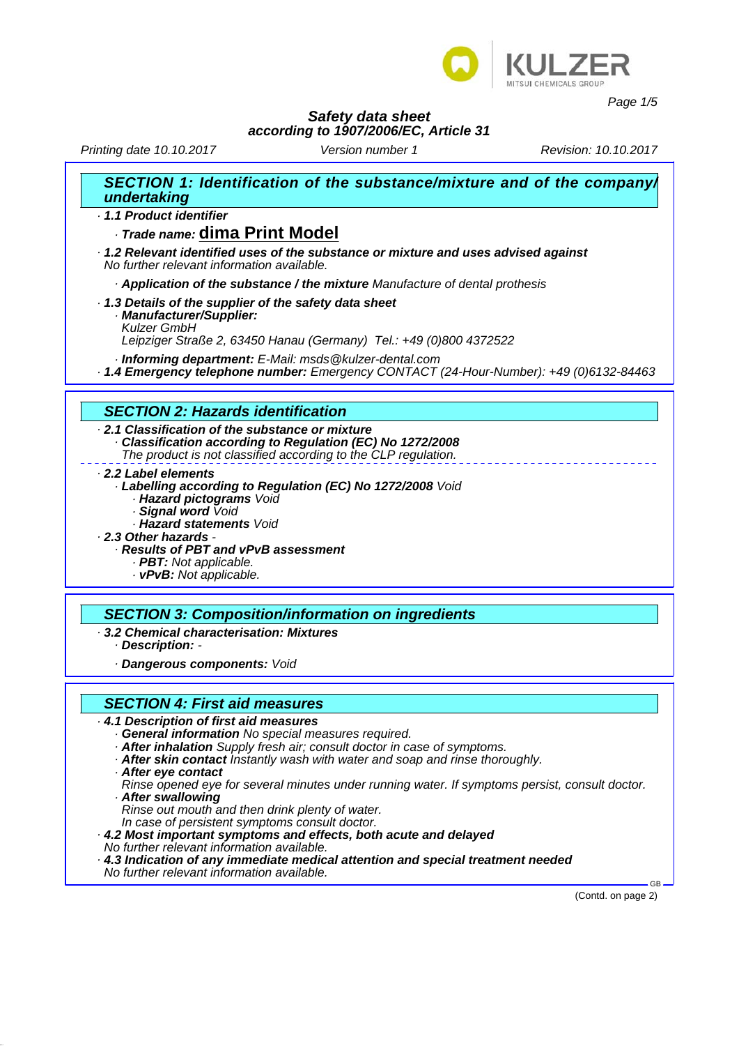**Safety data sheet**
**according to 1907/2006/EC, Article 31**

Printing date 10.10.2017 | Version number 1 | Revision: 10.10.2017

## SECTION 1: Identification of the substance/mixture and of the company/undertaking

· **1.1 Product identifier**

· **Trade name: dima Print Model**

· **1.2 Relevant identified uses of the substance or mixture and uses advised against**
No further relevant information available.

· **Application of the substance / the mixture** Manufacture of dental prothesis

· **1.3 Details of the supplier of the safety data sheet**
· **Manufacturer/Supplier:**
Kulzer GmbH
Leipziger Straße 2, 63450 Hanau (Germany) Tel.: +49 (0)800 4372522

· **Informing department:** E-Mail: msds@kulzer-dental.com
· **1.4 Emergency telephone number:** Emergency CONTACT (24-Hour-Number): +49 (0)6132-84463

## SECTION 2: Hazards identification

· **2.1 Classification of the substance or mixture**
· **Classification according to Regulation (EC) No 1272/2008**
The product is not classified according to the CLP regulation.

· **2.2 Label elements**
· **Labelling according to Regulation (EC) No 1272/2008** Void
· **Hazard pictograms** Void
· **Signal word** Void
· **Hazard statements** Void
· **2.3 Other hazards** -
· **Results of PBT and vPvB assessment**
· **PBT:** Not applicable.
· **vPvB:** Not applicable.

## SECTION 3: Composition/information on ingredients

· **3.2 Chemical characterisation: Mixtures**
· **Description:** -

· **Dangerous components:** Void

## SECTION 4: First aid measures

· **4.1 Description of first aid measures**
· **General information** No special measures required.
· **After inhalation** Supply fresh air; consult doctor in case of symptoms.
· **After skin contact** Instantly wash with water and soap and rinse thoroughly.
· **After eye contact**
Rinse opened eye for several minutes under running water. If symptoms persist, consult doctor.
· **After swallowing**
Rinse out mouth and then drink plenty of water.
In case of persistent symptoms consult doctor.
· **4.2 Most important symptoms and effects, both acute and delayed**
No further relevant information available.
· **4.3 Indication of any immediate medical attention and special treatment needed**
No further relevant information available.

(Contd. on page 2)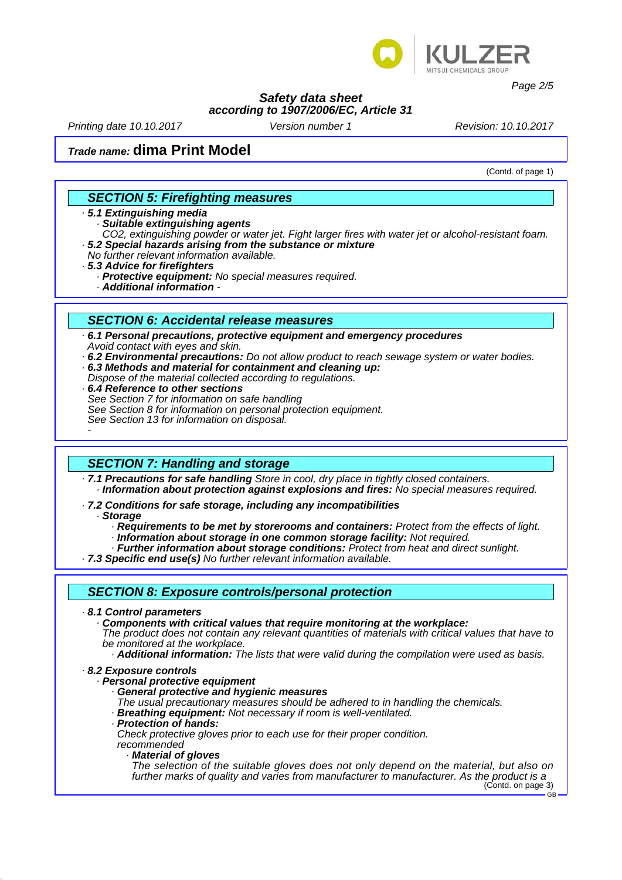Safety data sheet
according to 1907/2006/EC, Article 31

Printing date 10.10.2017 Version number 1 Revision: 10.10.2017

**Trade name: dima Print Model**

(Contd. of page 1)

## SECTION 5: Firefighting measures

· **5.1 Extinguishing media**
  · **Suitable extinguishing agents**
  $CO_2$, extinguishing powder or water jet. Fight larger fires with water jet or alcohol-resistant foam.
· **5.2 Special hazards arising from the substance or mixture**
No further relevant information available.
· **5.3 Advice for firefighters**
  · **Protective equipment:** No special measures required.
  · **Additional information** -

## SECTION 6: Accidental release measures

· **6.1 Personal precautions, protective equipment and emergency procedures**
Avoid contact with eyes and skin.
· **6.2 Environmental precautions:** Do not allow product to reach sewage system or water bodies.
· **6.3 Methods and material for containment and cleaning up:**
Dispose of the material collected according to regulations.
· **6.4 Reference to other sections**
See Section 7 for information on safe handling
See Section 8 for information on personal protection equipment.
See Section 13 for information on disposal.
-

## SECTION 7: Handling and storage

· **7.1 Precautions for safe handling** Store in cool, dry place in tightly closed containers.
  · **Information about protection against explosions and fires:** No special measures required.
· **7.2 Conditions for safe storage, including any incompatibilities**
  · **Storage**
    · **Requirements to be met by storerooms and containers:** Protect from the effects of light.
    · **Information about storage in one common storage facility:** Not required.
    · **Further information about storage conditions:** Protect from heat and direct sunlight.
· **7.3 Specific end use(s)** No further relevant information available.

## SECTION 8: Exposure controls/personal protection

· **8.1 Control parameters**
  · **Components with critical values that require monitoring at the workplace:**
  The product does not contain any relevant quantities of materials with critical values that have to be monitored at the workplace.
    · **Additional information:** The lists that were valid during the compilation were used as basis.
· **8.2 Exposure controls**
  · **Personal protective equipment**
    · **General protective and hygienic measures**
    The usual precautionary measures should be adhered to in handling the chemicals.
    · **Breathing equipment:** Not necessary if room is well-ventilated.
    · **Protection of hands:**
    Check protective gloves prior to each use for their proper condition.
    recommended
      · **Material of gloves**
      The selection of the suitable gloves does not only depend on the material, but also on further marks of quality and varies from manufacturer to manufacturer. As the product is a

(Contd. on page 3)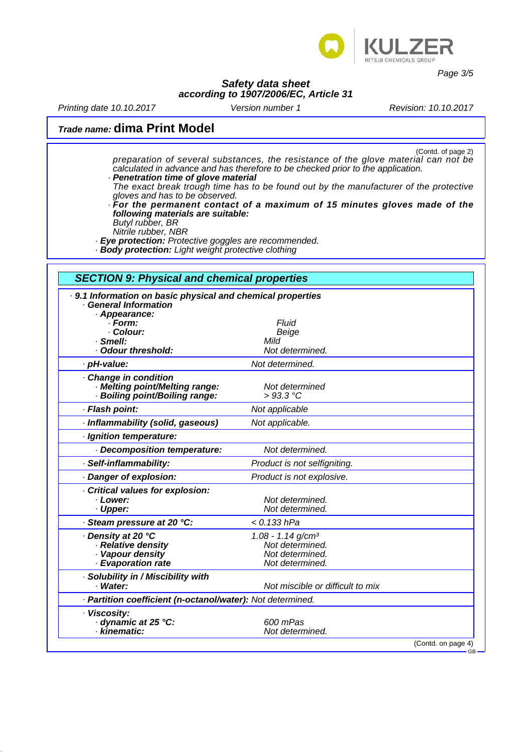**Trade name: dima Print Model**

(Contd. of page 2)

preparation of several substances, the resistance of the glove material can not be calculated in advance and has therefore to be checked prior to the application.

· **Penetration time of glove material**
The exact break trough time has to be found out by the manufacturer of the protective gloves and has to be observed.

· **For the permanent contact of a maximum of 15 minutes gloves made of the following materials are suitable:**
Butyl rubber, BR
Nitrile rubber, NBR

· **Eye protection:** Protective goggles are recommended.
· **Body protection:** Light weight protective clothing

## SECTION 9: Physical and chemical properties

· **9.1 Information on basic physical and chemical properties**

| Property | Value |
|---|---|
| · **General Information** | |
| · **Appearance:** | |
| · **Form:** | Fluid |
| · **Colour:** | Beige |
| · **Smell:** | Mild |
| · **Odour threshold:** | Not determined. |
| · **pH-value:** | Not determined. |
| · **Change in condition** | |
| · **Melting point/Melting range:** | Not determined |
| · **Boiling point/Boiling range:** | > 93.3 °C |
| · **Flash point:** | Not applicable |
| · **Inflammability (solid, gaseous)** | Not applicable. |
| · **Ignition temperature:** | |
| · **Decomposition temperature:** | Not determined. |
| · **Self-inflammability:** | Product is not selfigniting. |
| · **Danger of explosion:** | Product is not explosive. |
| · **Critical values for explosion:** | |
| · **Lower:** | Not determined. |
| · **Upper:** | Not determined. |
| · **Steam pressure at 20 °C:** | < 0.133 hPa |
| · **Density at 20 °C** | 1.08 - 1.14 g/cm³ |
| · **Relative density** | Not determined. |
| · **Vapour density** | Not determined. |
| · **Evaporation rate** | Not determined. |
| · **Solubility in / Miscibility with** | |
| · **Water:** | Not miscible or difficult to mix |
| · **Partition coefficient (n-octanol/water):** | Not determined. |
| · **Viscosity:** | |
| · **dynamic at 25 °C:** | 600 mPas |
| · **kinematic:** | Not determined. |

(Contd. on page 4)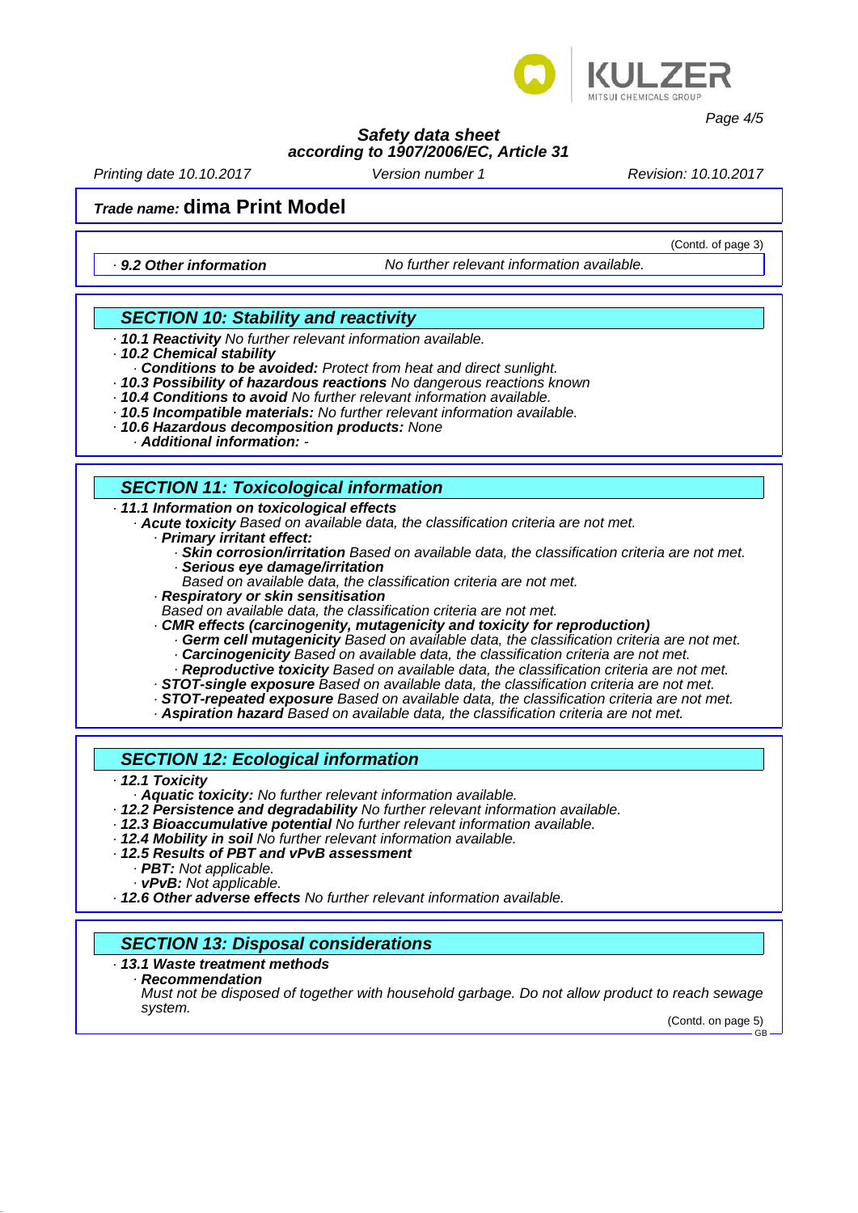**Trade name: dima Print Model**

(Contd. of page 3)

· **9.2 Other information** No further relevant information available.

## SECTION 10: Stability and reactivity

· **10.1 Reactivity** No further relevant information available.
· **10.2 Chemical stability**
  · **Conditions to be avoided:** Protect from heat and direct sunlight.
· **10.3 Possibility of hazardous reactions** No dangerous reactions known
· **10.4 Conditions to avoid** No further relevant information available.
· **10.5 Incompatible materials:** No further relevant information available.
· **10.6 Hazardous decomposition products:** None
  · **Additional information:** -

## SECTION 11: Toxicological information

· **11.1 Information on toxicological effects**
  · **Acute toxicity** Based on available data, the classification criteria are not met.
    · **Primary irritant effect:**
      · **Skin corrosion/irritation** Based on available data, the classification criteria are not met.
      · **Serious eye damage/irritation**
        Based on available data, the classification criteria are not met.
    · **Respiratory or skin sensitisation**
      Based on available data, the classification criteria are not met.
    · **CMR effects (carcinogenity, mutagenicity and toxicity for reproduction)**
      · **Germ cell mutagenicity** Based on available data, the classification criteria are not met.
      · **Carcinogenicity** Based on available data, the classification criteria are not met.
      · **Reproductive toxicity** Based on available data, the classification criteria are not met.
    · **STOT-single exposure** Based on available data, the classification criteria are not met.
    · **STOT-repeated exposure** Based on available data, the classification criteria are not met.
    · **Aspiration hazard** Based on available data, the classification criteria are not met.

## SECTION 12: Ecological information

· **12.1 Toxicity**
  · **Aquatic toxicity:** No further relevant information available.
· **12.2 Persistence and degradability** No further relevant information available.
· **12.3 Bioaccumulative potential** No further relevant information available.
· **12.4 Mobility in soil** No further relevant information available.
· **12.5 Results of PBT and vPvB assessment**
  · **PBT:** Not applicable.
  · **vPvB:** Not applicable.
· **12.6 Other adverse effects** No further relevant information available.

## SECTION 13: Disposal considerations

· **13.1 Waste treatment methods**
  · **Recommendation**
    Must not be disposed of together with household garbage. Do not allow product to reach sewage system.

(Contd. on page 5)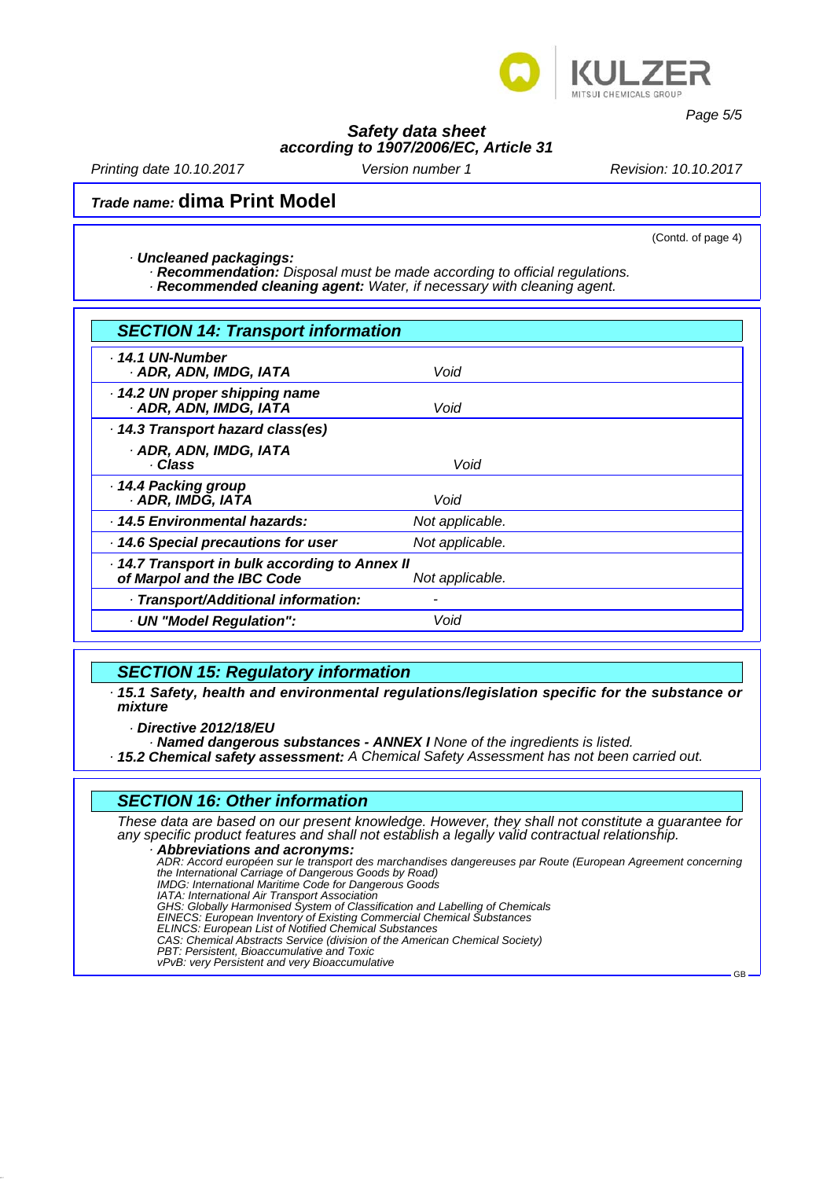**Trade name: dima Print Model**

(Contd. of page 4)

· **Uncleaned packagings:**
· **Recommendation:** Disposal must be made according to official regulations.
· **Recommended cleaning agent:** Water, if necessary with cleaning agent.

## SECTION 14: Transport information

| | |
|---|---|
| · **14.1 UN-Number** · **ADR, ADN, IMDG, IATA** | Void |
| · **14.2 UN proper shipping name** · **ADR, ADN, IMDG, IATA** | Void |
| · **14.3 Transport hazard class(es)** | |
| · **ADR, ADN, IMDG, IATA** · **Class** | Void |
| · **14.4 Packing group** · **ADR, IMDG, IATA** | Void |
| · **14.5 Environmental hazards:** | Not applicable. |
| · **14.6 Special precautions for user** | Not applicable. |
| · **14.7 Transport in bulk according to Annex II of Marpol and the IBC Code** | Not applicable. |
| · **Transport/Additional information:** | - |
| · **UN "Model Regulation":** | Void |

## SECTION 15: Regulatory information

· **15.1 Safety, health and environmental regulations/legislation specific for the substance or mixture**

· **Directive 2012/18/EU**
· **Named dangerous substances - ANNEX I** None of the ingredients is listed.
· **15.2 Chemical safety assessment:** A Chemical Safety Assessment has not been carried out.

## SECTION 16: Other information

These data are based on our present knowledge. However, they shall not constitute a guarantee for any specific product features and shall not establish a legally valid contractual relationship.

· **Abbreviations and acronyms:**
ADR: Accord européen sur le transport des marchandises dangereuses par Route (European Agreement concerning the International Carriage of Dangerous Goods by Road)
IMDG: International Maritime Code for Dangerous Goods
IATA: International Air Transport Association
GHS: Globally Harmonised System of Classification and Labelling of Chemicals
EINECS: European Inventory of Existing Commercial Chemical Substances
ELINCS: European List of Notified Chemical Substances
CAS: Chemical Abstracts Service (division of the American Chemical Society)
PBT: Persistent, Bioaccumulative and Toxic
vPvB: very Persistent and very Bioaccumulative